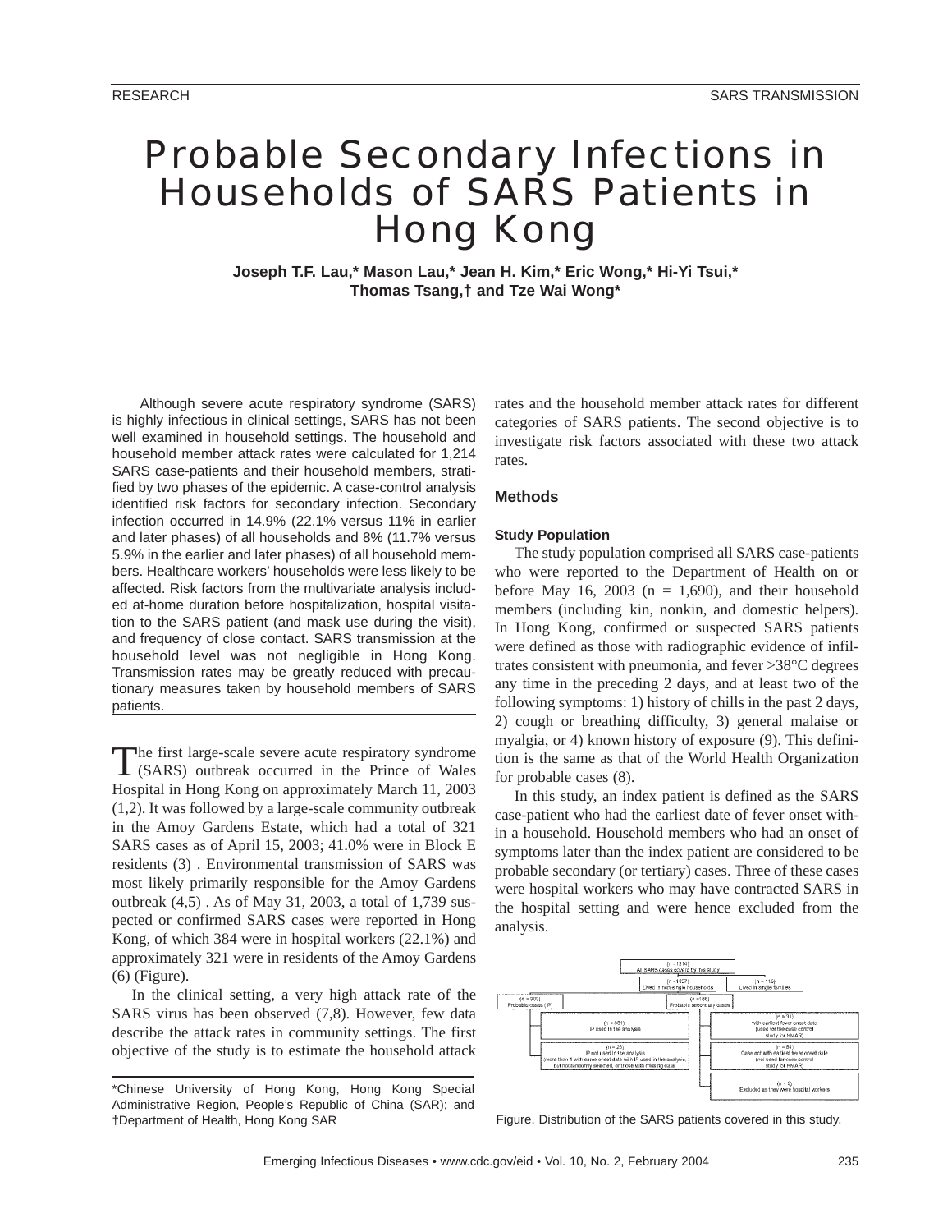# Probable Secondary Infections in Households of SARS Patients in Hong Kong

**Joseph T.F. Lau,* Mason Lau,* Jean H. Kim,* Eric Wong,* Hi-Yi Tsui,* Thomas Tsang,† and Tze Wai Wong***

Although severe acute respiratory syndrome (SARS) is highly infectious in clinical settings, SARS has not been well examined in household settings. The household and household member attack rates were calculated for 1,214 SARS case-patients and their household members, stratified by two phases of the epidemic. A case-control analysis identified risk factors for secondary infection. Secondary infection occurred in 14.9% (22.1% versus 11% in earlier and later phases) of all households and 8% (11.7% versus 5.9% in the earlier and later phases) of all household members. Healthcare workers' households were less likely to be affected. Risk factors from the multivariate analysis included at-home duration before hospitalization, hospital visitation to the SARS patient (and mask use during the visit), and frequency of close contact. SARS transmission at the household level was not negligible in Hong Kong. Transmission rates may be greatly reduced with precautionary measures taken by household members of SARS patients.

The first large-scale severe acute respiratory syndrome (SARS) outbreak occurred in the Prince of Wales Hospital in Hong Kong on approximately March 11, 2003 (1,2). It was followed by a large-scale community outbreak in the Amoy Gardens Estate, which had a total of 321 SARS cases as of April 15, 2003; 41.0% were in Block E residents (3) . Environmental transmission of SARS was most likely primarily responsible for the Amoy Gardens outbreak (4,5) . As of May 31, 2003, a total of 1,739 suspected or confirmed SARS cases were reported in Hong Kong, of which 384 were in hospital workers (22.1%) and approximately 321 were in residents of the Amoy Gardens (6) (Figure).

In the clinical setting, a very high attack rate of the SARS virus has been observed (7,8). However, few data describe the attack rates in community settings. The first objective of the study is to estimate the household attack rates and the household member attack rates for different categories of SARS patients. The second objective is to investigate risk factors associated with these two attack rates.

*Chinese University of Hong Kong, Hong Kong Special Administrative Region, People's Republic of China (SAR); and †Department of Health, Hong Kong SAR

## Methods

### Study Population

The study population comprised all SARS case-patients who were reported to the Department of Health on or before May 16, 2003 (n = 1,690), and their household members (including kin, nonkin, and domestic helpers). In Hong Kong, confirmed or suspected SARS patients were defined as those with radiographic evidence of infiltrates consistent with pneumonia, and fever >38°C degrees any time in the preceding 2 days, and at least two of the following symptoms: 1) history of chills in the past 2 days, 2) cough or breathing difficulty, 3) general malaise or myalgia, or 4) known history of exposure (9). This definition is the same as that of the World Health Organization for probable cases (8).

In this study, an index patient is defined as the SARS case-patient who had the earliest date of fever onset within a household. Household members who had an onset of symptoms later than the index patient are considered to be probable secondary (or tertiary) cases. Three of these cases were hospital workers who may have contracted SARS in the hospital setting and were hence excluded from the analysis.

(n =1214) All SARS cases covered by this study
(n =1097) Lived in non-single households
(n = 116) Lived in single families
(n = 909) Probable cases (IP)
(n = 188) Probable secondary cases
(n = 881) IP used in the analysis
(n = 28) IP not used in the analysis (more than 1 with same onset date with IP used in the analysis, but not randomly selected, or those with missing data)
(n = 31) with earliest fever onset date (used for the case control study for HMAR)
(n = 64) Case not with earliest fever onset date (not used for case control study for HMAR)
(n = 3) Excluded as they were hospital workers

Figure. Distribution of the SARS patients covered in this study.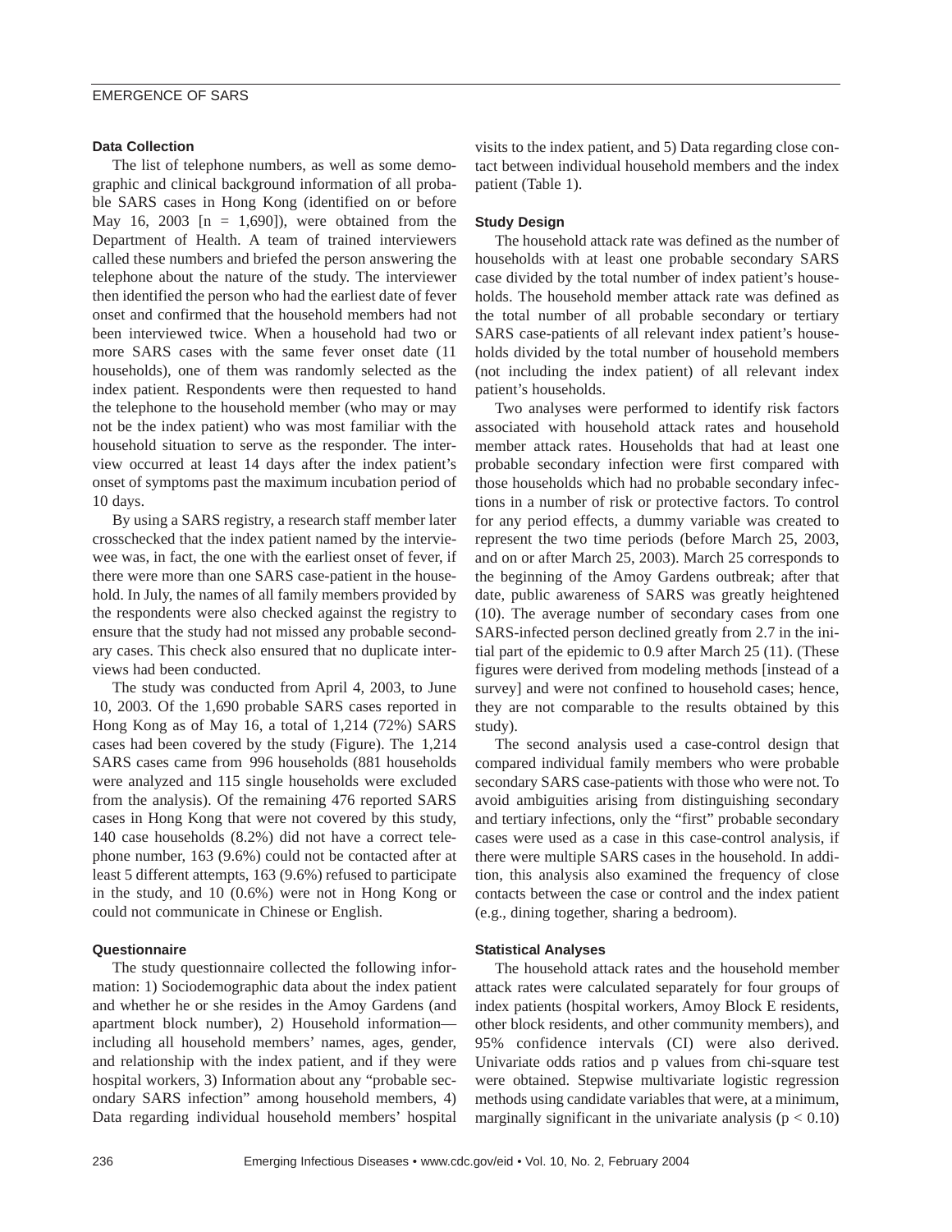### Data Collection

The list of telephone numbers, as well as some demographic and clinical background information of all probable SARS cases in Hong Kong (identified on or before May 16, 2003 [n = 1,690]), were obtained from the Department of Health. A team of trained interviewers called these numbers and briefed the person answering the telephone about the nature of the study. The interviewer then identified the person who had the earliest date of fever onset and confirmed that the household members had not been interviewed twice. When a household had two or more SARS cases with the same fever onset date (11 households), one of them was randomly selected as the index patient. Respondents were then requested to hand the telephone to the household member (who may or may not be the index patient) who was most familiar with the household situation to serve as the responder. The interview occurred at least 14 days after the index patient's onset of symptoms past the maximum incubation period of 10 days.

By using a SARS registry, a research staff member later crosschecked that the index patient named by the interviewee was, in fact, the one with the earliest onset of fever, if there were more than one SARS case-patient in the household. In July, the names of all family members provided by the respondents were also checked against the registry to ensure that the study had not missed any probable secondary cases. This check also ensured that no duplicate interviews had been conducted.

The study was conducted from April 4, 2003, to June 10, 2003. Of the 1,690 probable SARS cases reported in Hong Kong as of May 16, a total of 1,214 (72%) SARS cases had been covered by the study (Figure). The 1,214 SARS cases came from 996 households (881 households were analyzed and 115 single households were excluded from the analysis). Of the remaining 476 reported SARS cases in Hong Kong that were not covered by this study, 140 case households (8.2%) did not have a correct telephone number, 163 (9.6%) could not be contacted after at least 5 different attempts, 163 (9.6%) refused to participate in the study, and 10 (0.6%) were not in Hong Kong or could not communicate in Chinese or English.

### Questionnaire

The study questionnaire collected the following information: 1) Sociodemographic data about the index patient and whether he or she resides in the Amoy Gardens (and apartment block number), 2) Household information—including all household members' names, ages, gender, and relationship with the index patient, and if they were hospital workers, 3) Information about any "probable secondary SARS infection" among household members, 4) Data regarding individual household members' hospital visits to the index patient, and 5) Data regarding close contact between individual household members and the index patient (Table 1).

### Study Design

The household attack rate was defined as the number of households with at least one probable secondary SARS case divided by the total number of index patient's households. The household member attack rate was defined as the total number of all probable secondary or tertiary SARS case-patients of all relevant index patient's households divided by the total number of household members (not including the index patient) of all relevant index patient's households.

Two analyses were performed to identify risk factors associated with household attack rates and household member attack rates. Households that had at least one probable secondary infection were first compared with those households which had no probable secondary infections in a number of risk or protective factors. To control for any period effects, a dummy variable was created to represent the two time periods (before March 25, 2003, and on or after March 25, 2003). March 25 corresponds to the beginning of the Amoy Gardens outbreak; after that date, public awareness of SARS was greatly heightened (10). The average number of secondary cases from one SARS-infected person declined greatly from 2.7 in the initial part of the epidemic to 0.9 after March 25 (11). (These figures were derived from modeling methods [instead of a survey] and were not confined to household cases; hence, they are not comparable to the results obtained by this study).

The second analysis used a case-control design that compared individual family members who were probable secondary SARS case-patients with those who were not. To avoid ambiguities arising from distinguishing secondary and tertiary infections, only the "first" probable secondary cases were used as a case in this case-control analysis, if there were multiple SARS cases in the household. In addition, this analysis also examined the frequency of close contacts between the case or control and the index patient (e.g., dining together, sharing a bedroom).

### Statistical Analyses

The household attack rates and the household member attack rates were calculated separately for four groups of index patients (hospital workers, Amoy Block E residents, other block residents, and other community members), and 95% confidence intervals (CI) were also derived. Univariate odds ratios and p values from chi-square test were obtained. Stepwise multivariate logistic regression methods using candidate variables that were, at a minimum, marginally significant in the univariate analysis ($p < 0.10$)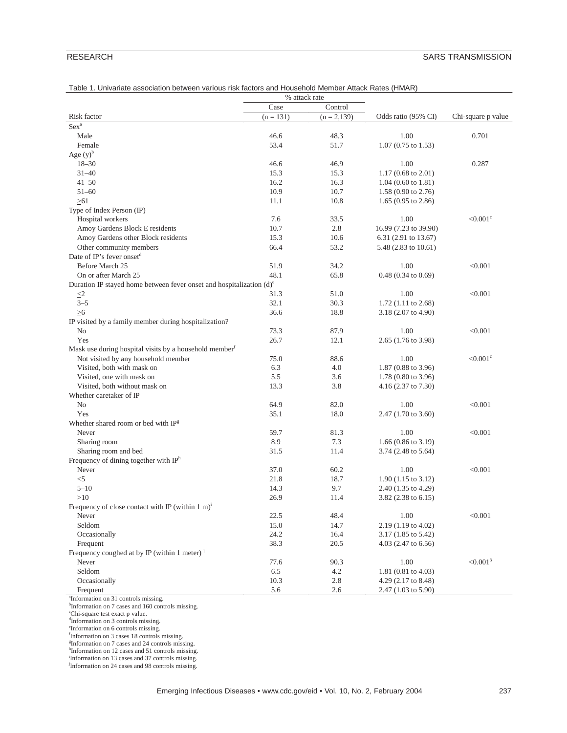Table 1. Univariate association between various risk factors and Household Member Attack Rates (HMAR)

| Risk factor | % attack rate Case (n = 131) | Control (n = 2,139) | Odds ratio (95% CI) | Chi-square p value |
|---|---|---|---|---|
| Sex[a] | | | | |
| Male | 46.6 | 48.3 | 1.00 | 0.701 |
| Female | 53.4 | 51.7 | 1.07 (0.75 to 1.53) | |
| Age (y)[b] | | | | |
| 18–30 | 46.6 | 46.9 | 1.00 | 0.287 |
| 31–40 | 15.3 | 15.3 | 1.17 (0.68 to 2.01) | |
| 41–50 | 16.2 | 16.3 | 1.04 (0.60 to 1.81) | |
| 51–60 | 10.9 | 10.7 | 1.58 (0.90 to 2.76) | |
| ≥61 | 11.1 | 10.8 | 1.65 (0.95 to 2.86) | |
| Type of Index Person (IP) | | | | |
| Hospital workers | 7.6 | 33.5 | 1.00 | <0.001[c] |
| Amoy Gardens Block E residents | 10.7 | 2.8 | 16.99 (7.23 to 39.90) | |
| Amoy Gardens other Block residents | 15.3 | 10.6 | 6.31 (2.91 to 13.67) | |
| Other community members | 66.4 | 53.2 | 5.48 (2.83 to 10.61) | |
| Date of IP's fever onset[d] | | | | |
| Before March 25 | 51.9 | 34.2 | 1.00 | <0.001 |
| On or after March 25 | 48.1 | 65.8 | 0.48 (0.34 to 0.69) | |
| Duration IP stayed home between fever onset and hospitalization (d)[e] | | | | |
| ≤2 | 31.3 | 51.0 | 1.00 | <0.001 |
| 3–5 | 32.1 | 30.3 | 1.72 (1.11 to 2.68) | |
| ≥6 | 36.6 | 18.8 | 3.18 (2.07 to 4.90) | |
| IP visited by a family member during hospitalization? | | | | |
| No | 73.3 | 87.9 | 1.00 | <0.001 |
| Yes | 26.7 | 12.1 | 2.65 (1.76 to 3.98) | |
| Mask use during hospital visits by a household member[f] | | | | |
| Not visited by any household member | 75.0 | 88.6 | 1.00 | <0.001[c] |
| Visited, both with mask on | 6.3 | 4.0 | 1.87 (0.88 to 3.96) | |
| Visited, one with mask on | 5.5 | 3.6 | 1.78 (0.80 to 3.96) | |
| Visited, both without mask on | 13.3 | 3.8 | 4.16 (2.37 to 7.30) | |
| Whether caretaker of IP | | | | |
| No | 64.9 | 82.0 | 1.00 | <0.001 |
| Yes | 35.1 | 18.0 | 2.47 (1.70 to 3.60) | |
| Whether shared room or bed with IP[g] | | | | |
| Never | 59.7 | 81.3 | 1.00 | <0.001 |
| Sharing room | 8.9 | 7.3 | 1.66 (0.86 to 3.19) | |
| Sharing room and bed | 31.5 | 11.4 | 3.74 (2.48 to 5.64) | |
| Frequency of dining together with IP[h] | | | | |
| Never | 37.0 | 60.2 | 1.00 | <0.001 |
| <5 | 21.8 | 18.7 | 1.90 (1.15 to 3.12) | |
| 5–10 | 14.3 | 9.7 | 2.40 (1.35 to 4.29) | |
| >10 | 26.9 | 11.4 | 3.82 (2.38 to 6.15) | |
| Frequency of close contact with IP (within 1 m)[i] | | | | |
| Never | 22.5 | 48.4 | 1.00 | <0.001 |
| Seldom | 15.0 | 14.7 | 2.19 (1.19 to 4.02) | |
| Occasionally | 24.2 | 16.4 | 3.17 (1.85 to 5.42) | |
| Frequent | 38.3 | 20.5 | 4.03 (2.47 to 6.56) | |
| Frequency coughed at by IP (within 1 meter)[j] | | | | |
| Never | 77.6 | 90.3 | 1.00 | <0.001[3] |
| Seldom | 6.5 | 4.2 | 1.81 (0.81 to 4.03) | |
| Occasionally | 10.3 | 2.8 | 4.29 (2.17 to 8.48) | |
| Frequent | 5.6 | 2.6 | 2.47 (1.03 to 5.90) | |

[a]Information on 31 controls missing.
[b]Information on 7 cases and 160 controls missing.
[c]Chi-square test exact p value.
[d]Information on 3 controls missing.
[e]Information on 6 controls missing.
[f]Information on 3 cases 18 controls missing.
[g]Information on 7 cases and 24 controls missing.
[h]Information on 12 cases and 51 controls missing.
[i]Information on 13 cases and 37 controls missing.
[j]Information on 24 cases and 98 controls missing.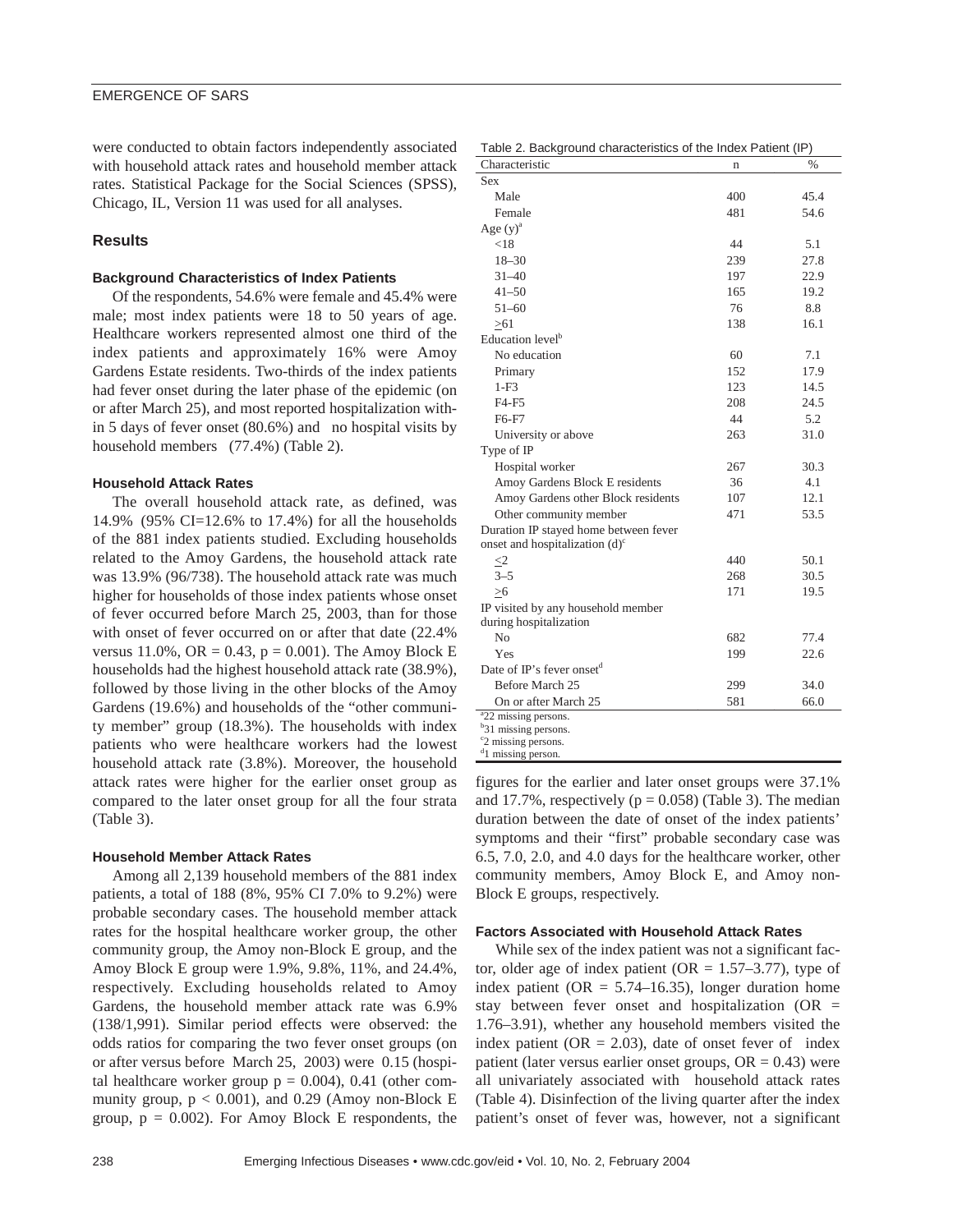were conducted to obtain factors independently associated with household attack rates and household member attack rates. Statistical Package for the Social Sciences (SPSS), Chicago, IL, Version 11 was used for all analyses.

## Results

### Background Characteristics of Index Patients

Of the respondents, 54.6% were female and 45.4% were male; most index patients were 18 to 50 years of age. Healthcare workers represented almost one third of the index patients and approximately 16% were Amoy Gardens Estate residents. Two-thirds of the index patients had fever onset during the later phase of the epidemic (on or after March 25), and most reported hospitalization within 5 days of fever onset (80.6%) and no hospital visits by household members (77.4%) (Table 2).

Table 2. Background characteristics of the Index Patient (IP)

| Characteristic | n | % |
|---|---|---|
| Sex | | |
| Male | 400 | 45.4 |
| Female | 481 | 54.6 |
| Age (y)[a] | | |
| <18 | 44 | 5.1 |
| 18–30 | 239 | 27.8 |
| 31–40 | 197 | 22.9 |
| 41–50 | 165 | 19.2 |
| 51–60 | 76 | 8.8 |
| ≥61 | 138 | 16.1 |
| Education level[b] | | |
| No education | 60 | 7.1 |
| Primary | 152 | 17.9 |
| 1-F3 | 123 | 14.5 |
| F4-F5 | 208 | 24.5 |
| F6-F7 | 44 | 5.2 |
| University or above | 263 | 31.0 |
| Type of IP | | |
| Hospital worker | 267 | 30.3 |
| Amoy Gardens Block E residents | 36 | 4.1 |
| Amoy Gardens other Block residents | 107 | 12.1 |
| Other community member | 471 | 53.5 |
| Duration IP stayed home between fever onset and hospitalization (d)[c] | | |
| ≤2 | 440 | 50.1 |
| 3–5 | 268 | 30.5 |
| ≥6 | 171 | 19.5 |
| IP visited by any household member during hospitalization | | |
| No | 682 | 77.4 |
| Yes | 199 | 22.6 |
| Date of IP's fever onset[d] | | |
| Before March 25 | 299 | 34.0 |
| On or after March 25 | 581 | 66.0 |

[a]22 missing persons.
[b]31 missing persons.
[c]2 missing persons.
[d]1 missing person.

### Household Attack Rates

The overall household attack rate, as defined, was 14.9% (95% CI=12.6% to 17.4%) for all the households of the 881 index patients studied. Excluding households related to the Amoy Gardens, the household attack rate was 13.9% (96/738). The household attack rate was much higher for households of those index patients whose onset of fever occurred before March 25, 2003, than for those with onset of fever occurred on or after that date (22.4% versus 11.0%, OR = 0.43, $p = 0.001$). The Amoy Block E households had the highest household attack rate (38.9%), followed by those living in the other blocks of the Amoy Gardens (19.6%) and households of the "other community member" group (18.3%). The households with index patients who were healthcare workers had the lowest household attack rate (3.8%). Moreover, the household attack rates were higher for the earlier onset group as compared to the later onset group for all the four strata (Table 3).

### Household Member Attack Rates

Among all 2,139 household members of the 881 index patients, a total of 188 (8%, 95% CI 7.0% to 9.2%) were probable secondary cases. The household member attack rates for the hospital healthcare worker group, the other community group, the Amoy non-Block E group, and the Amoy Block E group were 1.9%, 9.8%, 11%, and 24.4%, respectively. Excluding households related to Amoy Gardens, the household member attack rate was 6.9% (138/1,991). Similar period effects were observed: the odds ratios for comparing the two fever onset groups (on or after versus before March 25, 2003) were 0.15 (hospital healthcare worker group $p = 0.004$), 0.41 (other community group, $p < 0.001$), and 0.29 (Amoy non-Block E group, $p = 0.002$). For Amoy Block E respondents, the figures for the earlier and later onset groups were 37.1% and 17.7%, respectively ($p = 0.058$) (Table 3). The median duration between the date of onset of the index patients' symptoms and their "first" probable secondary case was 6.5, 7.0, 2.0, and 4.0 days for the healthcare worker, other community members, Amoy Block E, and Amoy non-Block E groups, respectively.

### Factors Associated with Household Attack Rates

While sex of the index patient was not a significant factor, older age of index patient (OR = 1.57–3.77), type of index patient (OR = 5.74–16.35), longer duration home stay between fever onset and hospitalization (OR = 1.76–3.91), whether any household members visited the index patient (OR = 2.03), date of onset fever of index patient (later versus earlier onset groups, OR = 0.43) were all univariately associated with household attack rates (Table 4). Disinfection of the living quarter after the index patient's onset of fever was, however, not a significant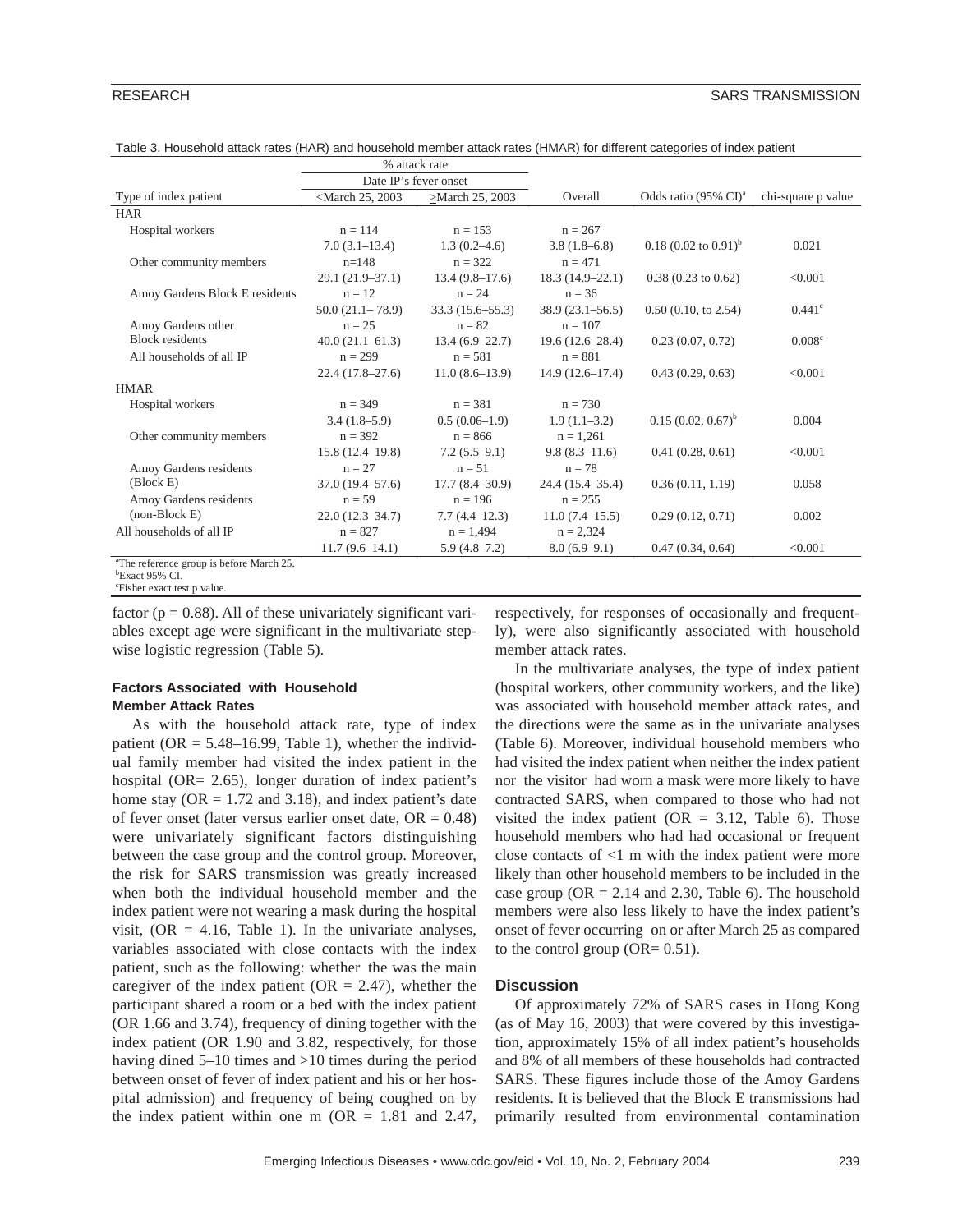Table 3. Household attack rates (HAR) and household member attack rates (HMAR) for different categories of index patient

| | % attack rate | | | | |
|---|---|---|---|---|---|
| | Date IP's fever onset | | | | |
| Type of index patient | <March 25, 2003 | ≥March 25, 2003 | Overall | Odds ratio (95% CI)[a] | chi-square p value |
| HAR | | | | | |
| Hospital workers | n = 114 | n = 153 | n = 267 | | |
| | 7.0 (3.1–13.4) | 1.3 (0.2–4.6) | 3.8 (1.8–6.8) | 0.18 (0.02 to 0.91)[b] | 0.021 |
| Other community members | n=148 | n = 322 | n = 471 | | |
| | 29.1 (21.9–37.1) | 13.4 (9.8–17.6) | 18.3 (14.9–22.1) | 0.38 (0.23 to 0.62) | <0.001 |
| Amoy Gardens Block E residents | n = 12 | n = 24 | n = 36 | | |
| | 50.0 (21.1– 78.9) | 33.3 (15.6–55.3) | 38.9 (23.1–56.5) | 0.50 (0.10, to 2.54) | 0.441[c] |
| Amoy Gardens other Block residents | n = 25 | n = 82 | n = 107 | | |
| | 40.0 (21.1–61.3) | 13.4 (6.9–22.7) | 19.6 (12.6–28.4) | 0.23 (0.07, 0.72) | 0.008[c] |
| All households of all IP | n = 299 | n = 581 | n = 881 | | |
| | 22.4 (17.8–27.6) | 11.0 (8.6–13.9) | 14.9 (12.6–17.4) | 0.43 (0.29, 0.63) | <0.001 |
| HMAR | | | | | |
| Hospital workers | n = 349 | n = 381 | n = 730 | | |
| | 3.4 (1.8–5.9) | 0.5 (0.06–1.9) | 1.9 (1.1–3.2) | 0.15 (0.02, 0.67)[b] | 0.004 |
| Other community members | n = 392 | n = 866 | n = 1,261 | | |
| | 15.8 (12.4–19.8) | 7.2 (5.5–9.1) | 9.8 (8.3–11.6) | 0.41 (0.28, 0.61) | <0.001 |
| Amoy Gardens residents (Block E) | n = 27 | n = 51 | n = 78 | | |
| | 37.0 (19.4–57.6) | 17.7 (8.4–30.9) | 24.4 (15.4–35.4) | 0.36 (0.11, 1.19) | 0.058 |
| Amoy Gardens residents (non-Block E) | n = 59 | n = 196 | n = 255 | | |
| | 22.0 (12.3–34.7) | 7.7 (4.4–12.3) | 11.0 (7.4–15.5) | 0.29 (0.12, 0.71) | 0.002 |
| All households of all IP | n = 827 | n = 1,494 | n = 2,324 | | |
| | 11.7 (9.6–14.1) | 5.9 (4.8–7.2) | 8.0 (6.9–9.1) | 0.47 (0.34, 0.64) | <0.001 |

[a]The reference group is before March 25.
[b]Exact 95% CI.
[c]Fisher exact test p value.

factor (p = 0.88). All of these univariately significant variables except age were significant in the multivariate stepwise logistic regression (Table 5).

### Factors Associated with Household Member Attack Rates

As with the household attack rate, type of index patient (OR = 5.48–16.99, Table 1), whether the individual family member had visited the index patient in the hospital (OR= 2.65), longer duration of index patient's home stay (OR = 1.72 and 3.18), and index patient's date of fever onset (later versus earlier onset date, OR = 0.48) were univariately significant factors distinguishing between the case group and the control group. Moreover, the risk for SARS transmission was greatly increased when both the individual household member and the index patient were not wearing a mask during the hospital visit, (OR = 4.16, Table 1). In the univariate analyses, variables associated with close contacts with the index patient, such as the following: whether the was the main caregiver of the index patient (OR = 2.47), whether the participant shared a room or a bed with the index patient (OR 1.66 and 3.74), frequency of dining together with the index patient (OR 1.90 and 3.82, respectively, for those having dined 5–10 times and >10 times during the period between onset of fever of index patient and his or her hospital admission) and frequency of being coughed on by the index patient within one m (OR = 1.81 and 2.47, respectively, for responses of occasionally and frequently), were also significantly associated with household member attack rates.

In the multivariate analyses, the type of index patient (hospital workers, other community workers, and the like) was associated with household member attack rates, and the directions were the same as in the univariate analyses (Table 6). Moreover, individual household members who had visited the index patient when neither the index patient nor the visitor had worn a mask were more likely to have contracted SARS, when compared to those who had not visited the index patient (OR = 3.12, Table 6). Those household members who had had occasional or frequent close contacts of <1 m with the index patient were more likely than other household members to be included in the case group (OR = 2.14 and 2.30, Table 6). The household members were also less likely to have the index patient's onset of fever occurring on or after March 25 as compared to the control group (OR= 0.51).

## Discussion

Of approximately 72% of SARS cases in Hong Kong (as of May 16, 2003) that were covered by this investigation, approximately 15% of all index patient's households and 8% of all members of these households had contracted SARS. These figures include those of the Amoy Gardens residents. It is believed that the Block E transmissions had primarily resulted from environmental contamination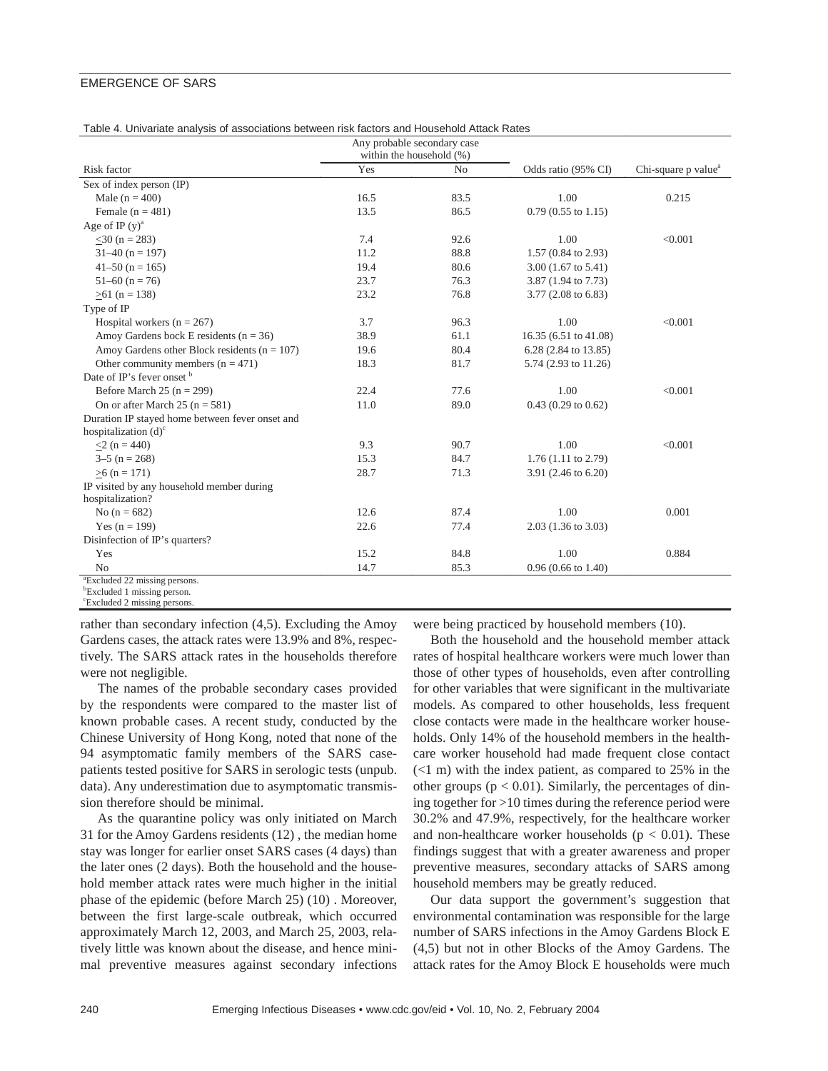Table 4. Univariate analysis of associations between risk factors and Household Attack Rates

| Risk factor | Any probable secondary case within the household (%) Yes | No | Odds ratio (95% CI) | Chi-square p value[a] |
|---|---|---|---|---|
| Sex of index person (IP) | | | | |
| Male (n = 400) | 16.5 | 83.5 | 1.00 | 0.215 |
| Female (n = 481) | 13.5 | 86.5 | 0.79 (0.55 to 1.15) | |
| Age of IP (y)[a] | | | | |
| ≤30 (n = 283) | 7.4 | 92.6 | 1.00 | <0.001 |
| 31–40 (n = 197) | 11.2 | 88.8 | 1.57 (0.84 to 2.93) | |
| 41–50 (n = 165) | 19.4 | 80.6 | 3.00 (1.67 to 5.41) | |
| 51–60 (n = 76) | 23.7 | 76.3 | 3.87 (1.94 to 7.73) | |
| ≥61 (n = 138) | 23.2 | 76.8 | 3.77 (2.08 to 6.83) | |
| Type of IP | | | | |
| Hospital workers (n = 267) | 3.7 | 96.3 | 1.00 | <0.001 |
| Amoy Gardens bock E residents (n = 36) | 38.9 | 61.1 | 16.35 (6.51 to 41.08) | |
| Amoy Gardens other Block residents (n = 107) | 19.6 | 80.4 | 6.28 (2.84 to 13.85) | |
| Other community members (n = 471) | 18.3 | 81.7 | 5.74 (2.93 to 11.26) | |
| Date of IP's fever onset [b] | | | | |
| Before March 25 (n = 299) | 22.4 | 77.6 | 1.00 | <0.001 |
| On or after March 25 (n = 581) | 11.0 | 89.0 | 0.43 (0.29 to 0.62) | |
| Duration IP stayed home between fever onset and hospitalization (d)[c] | | | | |
| ≤2 (n = 440) | 9.3 | 90.7 | 1.00 | <0.001 |
| 3–5 (n = 268) | 15.3 | 84.7 | 1.76 (1.11 to 2.79) | |
| ≥6 (n = 171) | 28.7 | 71.3 | 3.91 (2.46 to 6.20) | |
| IP visited by any household member during hospitalization? | | | | |
| No (n = 682) | 12.6 | 87.4 | 1.00 | 0.001 |
| Yes (n = 199) | 22.6 | 77.4 | 2.03 (1.36 to 3.03) | |
| Disinfection of IP's quarters? | | | | |
| Yes | 15.2 | 84.8 | 1.00 | 0.884 |
| No | 14.7 | 85.3 | 0.96 (0.66 to 1.40) | |

[a]Excluded 22 missing persons.
[b]Excluded 1 missing person.
[c]Excluded 2 missing persons.

rather than secondary infection (4,5). Excluding the Amoy Gardens cases, the attack rates were 13.9% and 8%, respectively. The SARS attack rates in the households therefore were not negligible.

The names of the probable secondary cases provided by the respondents were compared to the master list of known probable cases. A recent study, conducted by the Chinese University of Hong Kong, noted that none of the 94 asymptomatic family members of the SARS case-patients tested positive for SARS in serologic tests (unpub. data). Any underestimation due to asymptomatic transmission therefore should be minimal.

As the quarantine policy was only initiated on March 31 for the Amoy Gardens residents (12) , the median home stay was longer for earlier onset SARS cases (4 days) than the later ones (2 days). Both the household and the household member attack rates were much higher in the initial phase of the epidemic (before March 25) (10) . Moreover, between the first large-scale outbreak, which occurred approximately March 12, 2003, and March 25, 2003, relatively little was known about the disease, and hence minimal preventive measures against secondary infections were being practiced by household members (10).

Both the household and the household member attack rates of hospital healthcare workers were much lower than those of other types of households, even after controlling for other variables that were significant in the multivariate models. As compared to other households, less frequent close contacts were made in the healthcare worker households. Only 14% of the household members in the healthcare worker household had made frequent close contact (<1 m) with the index patient, as compared to 25% in the other groups ($p < 0.01$). Similarly, the percentages of dining together for >10 times during the reference period were 30.2% and 47.9%, respectively, for the healthcare worker and non-healthcare worker households ($p < 0.01$). These findings suggest that with a greater awareness and proper preventive measures, secondary attacks of SARS among household members may be greatly reduced.

Our data support the government's suggestion that environmental contamination was responsible for the large number of SARS infections in the Amoy Gardens Block E (4,5) but not in other Blocks of the Amoy Gardens. The attack rates for the Amoy Block E households were much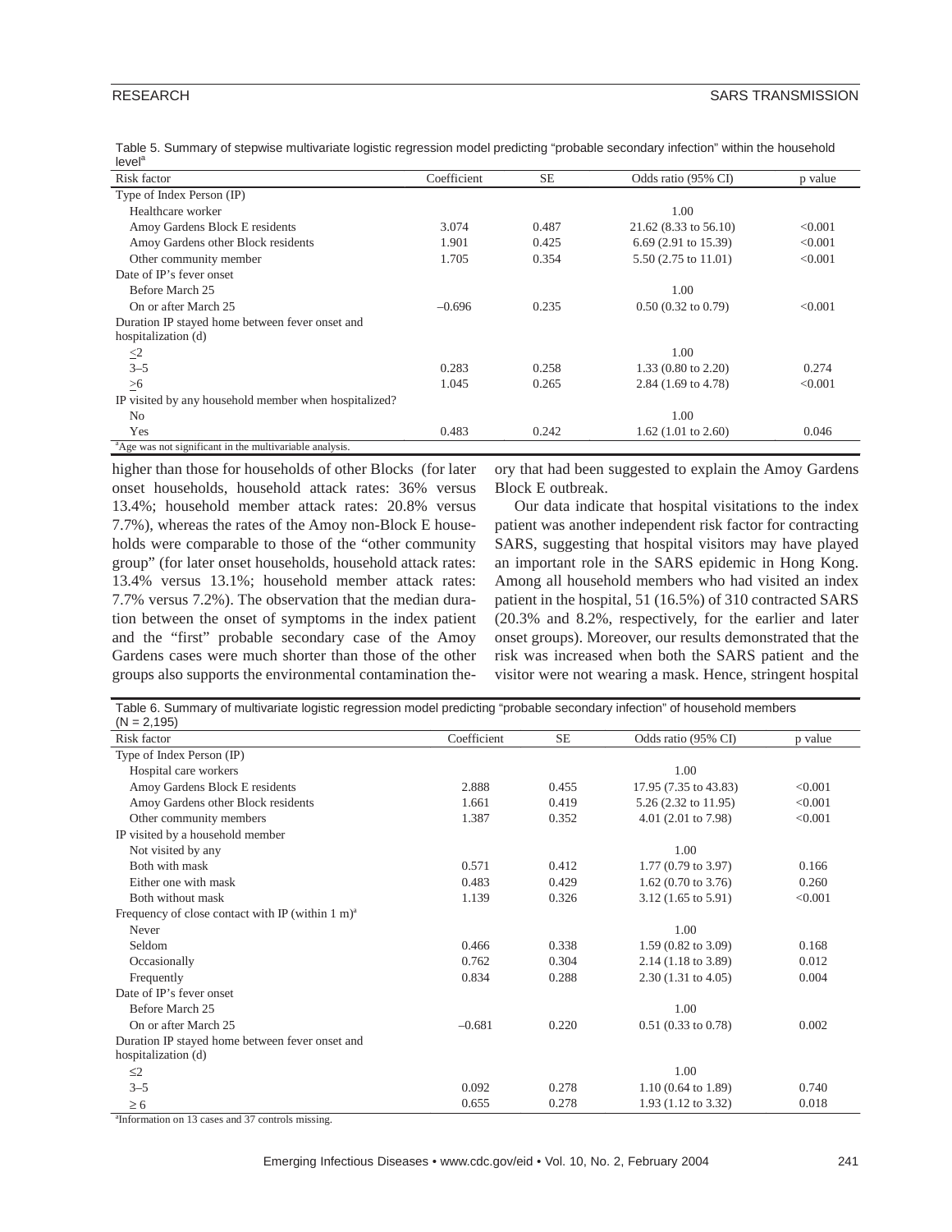Table 5. Summary of stepwise multivariate logistic regression model predicting "probable secondary infection" within the household level[a]

| Risk factor | Coefficient | SE | Odds ratio (95% CI) | p value |
|---|---|---|---|---|
| Type of Index Person (IP) | | | | |
| Healthcare worker | | | 1.00 | |
| Amoy Gardens Block E residents | 3.074 | 0.487 | 21.62 (8.33 to 56.10) | <0.001 |
| Amoy Gardens other Block residents | 1.901 | 0.425 | 6.69 (2.91 to 15.39) | <0.001 |
| Other community member | 1.705 | 0.354 | 5.50 (2.75 to 11.01) | <0.001 |
| Date of IP's fever onset | | | | |
| Before March 25 | | | 1.00 | |
| On or after March 25 | –0.696 | 0.235 | 0.50 (0.32 to 0.79) | <0.001 |
| Duration IP stayed home between fever onset and hospitalization (d) | | | | |
| ≤2 | | | 1.00 | |
| 3–5 | 0.283 | 0.258 | 1.33 (0.80 to 2.20) | 0.274 |
| ≥6 | 1.045 | 0.265 | 2.84 (1.69 to 4.78) | <0.001 |
| IP visited by any household member when hospitalized? | | | | |
| No | | | 1.00 | |
| Yes | 0.483 | 0.242 | 1.62 (1.01 to 2.60) | 0.046 |

[a]Age was not significant in the multivariable analysis.

higher than those for households of other Blocks (for later onset households, household attack rates: 36% versus 13.4%; household member attack rates: 20.8% versus 7.7%), whereas the rates of the Amoy non-Block E households were comparable to those of the "other community group" (for later onset households, household attack rates: 13.4% versus 13.1%; household member attack rates: 7.7% versus 7.2%). The observation that the median duration between the onset of symptoms in the index patient and the "first" probable secondary case of the Amoy Gardens cases were much shorter than those of the other groups also supports the environmental contamination theory that had been suggested to explain the Amoy Gardens Block E outbreak.

Our data indicate that hospital visitations to the index patient was another independent risk factor for contracting SARS, suggesting that hospital visitors may have played an important role in the SARS epidemic in Hong Kong. Among all household members who had visited an index patient in the hospital, 51 (16.5%) of 310 contracted SARS (20.3% and 8.2%, respectively, for the earlier and later onset groups). Moreover, our results demonstrated that the risk was increased when both the SARS patient and the visitor were not wearing a mask. Hence, stringent hospital

Table 6. Summary of multivariate logistic regression model predicting "probable secondary infection" of household members (N = 2,195)

| Risk factor | Coefficient | SE | Odds ratio (95% CI) | p value |
|---|---|---|---|---|
| Type of Index Person (IP) | | | | |
| Hospital care workers | | | 1.00 | |
| Amoy Gardens Block E residents | 2.888 | 0.455 | 17.95 (7.35 to 43.83) | <0.001 |
| Amoy Gardens other Block residents | 1.661 | 0.419 | 5.26 (2.32 to 11.95) | <0.001 |
| Other community members | 1.387 | 0.352 | 4.01 (2.01 to 7.98) | <0.001 |
| IP visited by a household member | | | | |
| Not visited by any | | | 1.00 | |
| Both with mask | 0.571 | 0.412 | 1.77 (0.79 to 3.97) | 0.166 |
| Either one with mask | 0.483 | 0.429 | 1.62 (0.70 to 3.76) | 0.260 |
| Both without mask | 1.139 | 0.326 | 3.12 (1.65 to 5.91) | <0.001 |
| Frequency of close contact with IP (within 1 m)[a] | | | | |
| Never | | | 1.00 | |
| Seldom | 0.466 | 0.338 | 1.59 (0.82 to 3.09) | 0.168 |
| Occasionally | 0.762 | 0.304 | 2.14 (1.18 to 3.89) | 0.012 |
| Frequently | 0.834 | 0.288 | 2.30 (1.31 to 4.05) | 0.004 |
| Date of IP's fever onset | | | | |
| Before March 25 | | | 1.00 | |
| On or after March 25 | –0.681 | 0.220 | 0.51 (0.33 to 0.78) | 0.002 |
| Duration IP stayed home between fever onset and hospitalization (d) | | | | |
| ≤2 | | | 1.00 | |
| 3–5 | 0.092 | 0.278 | 1.10 (0.64 to 1.89) | 0.740 |
| ≥ 6 | 0.655 | 0.278 | 1.93 (1.12 to 3.32) | 0.018 |

[a]Information on 13 cases and 37 controls missing.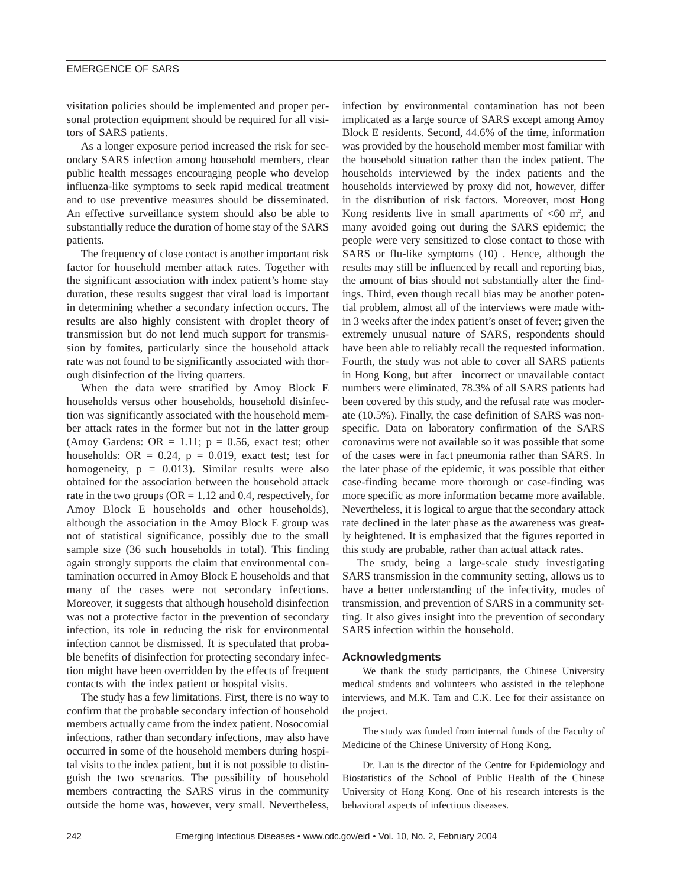visitation policies should be implemented and proper personal protection equipment should be required for all visitors of SARS patients.

As a longer exposure period increased the risk for secondary SARS infection among household members, clear public health messages encouraging people who develop influenza-like symptoms to seek rapid medical treatment and to use preventive measures should be disseminated. An effective surveillance system should also be able to substantially reduce the duration of home stay of the SARS patients.

The frequency of close contact is another important risk factor for household member attack rates. Together with the significant association with index patient's home stay duration, these results suggest that viral load is important in determining whether a secondary infection occurs. The results are also highly consistent with droplet theory of transmission but do not lend much support for transmission by fomites, particularly since the household attack rate was not found to be significantly associated with thorough disinfection of the living quarters.

When the data were stratified by Amoy Block E households versus other households, household disinfection was significantly associated with the household member attack rates in the former but not in the latter group (Amoy Gardens: OR = 1.11; $p = 0.56$, exact test; other households: OR = 0.24, $p = 0.019$, exact test; test for homogeneity, $p = 0.013$). Similar results were also obtained for the association between the household attack rate in the two groups (OR = 1.12 and 0.4, respectively, for Amoy Block E households and other households), although the association in the Amoy Block E group was not of statistical significance, possibly due to the small sample size (36 such households in total). This finding again strongly supports the claim that environmental contamination occurred in Amoy Block E households and that many of the cases were not secondary infections. Moreover, it suggests that although household disinfection was not a protective factor in the prevention of secondary infection, its role in reducing the risk for environmental infection cannot be dismissed. It is speculated that probable benefits of disinfection for protecting secondary infection might have been overridden by the effects of frequent contacts with the index patient or hospital visits.

The study has a few limitations. First, there is no way to confirm that the probable secondary infection of household members actually came from the index patient. Nosocomial infections, rather than secondary infections, may also have occurred in some of the household members during hospital visits to the index patient, but it is not possible to distinguish the two scenarios. The possibility of household members contracting the SARS virus in the community outside the home was, however, very small. Nevertheless, infection by environmental contamination has not been implicated as a large source of SARS except among Amoy Block E residents. Second, 44.6% of the time, information was provided by the household member most familiar with the household situation rather than the index patient. The households interviewed by the index patients and the households interviewed by proxy did not, however, differ in the distribution of risk factors. Moreover, most Hong Kong residents live in small apartments of <60 $m^2$, and many avoided going out during the SARS epidemic; the people were very sensitized to close contact to those with SARS or flu-like symptoms (10) . Hence, although the results may still be influenced by recall and reporting bias, the amount of bias should not substantially alter the findings. Third, even though recall bias may be another potential problem, almost all of the interviews were made within 3 weeks after the index patient's onset of fever; given the extremely unusual nature of SARS, respondents should have been able to reliably recall the requested information. Fourth, the study was not able to cover all SARS patients in Hong Kong, but after incorrect or unavailable contact numbers were eliminated, 78.3% of all SARS patients had been covered by this study, and the refusal rate was moderate (10.5%). Finally, the case definition of SARS was nonspecific. Data on laboratory confirmation of the SARS coronavirus were not available so it was possible that some of the cases were in fact pneumonia rather than SARS. In the later phase of the epidemic, it was possible that either case-finding became more thorough or case-finding was more specific as more information became more available. Nevertheless, it is logical to argue that the secondary attack rate declined in the later phase as the awareness was greatly heightened. It is emphasized that the figures reported in this study are probable, rather than actual attack rates.

The study, being a large-scale study investigating SARS transmission in the community setting, allows us to have a better understanding of the infectivity, modes of transmission, and prevention of SARS in a community setting. It also gives insight into the prevention of secondary SARS infection within the household.

## Acknowledgments

We thank the study participants, the Chinese University medical students and volunteers who assisted in the telephone interviews, and M.K. Tam and C.K. Lee for their assistance on the project.

The study was funded from internal funds of the Faculty of Medicine of the Chinese University of Hong Kong.

Dr. Lau is the director of the Centre for Epidemiology and Biostatistics of the School of Public Health of the Chinese University of Hong Kong. One of his research interests is the behavioral aspects of infectious diseases.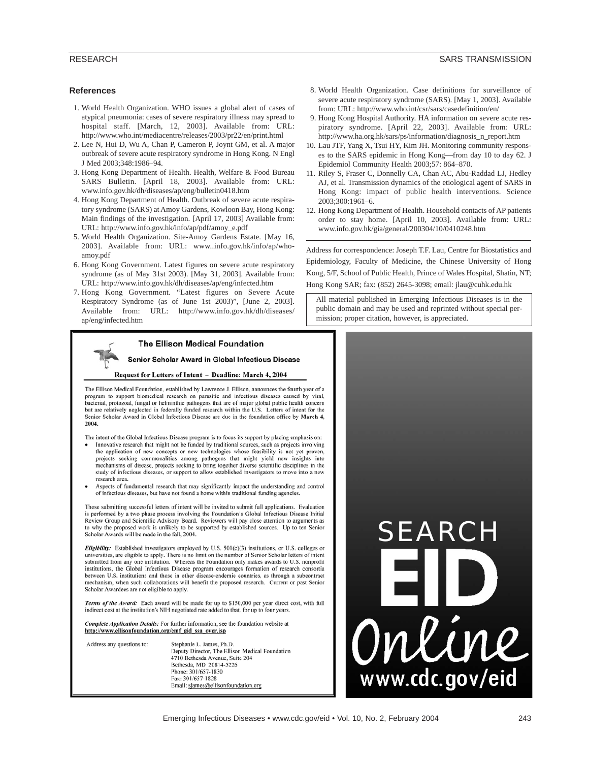## References

1. World Health Organization. WHO issues a global alert of cases of atypical pneumonia: cases of severe respiratory illness may spread to hospital staff. [March, 12, 2003]. Available from: URL: http://www.who.int/mediacentre/releases/2003/pr22/en/print.html
2. Lee N, Hui D, Wu A, Chan P, Cameron P, Joynt GM, et al. A major outbreak of severe acute respiratory syndrome in Hong Kong. N Engl J Med 2003;348:1986–94.
3. Hong Kong Department of Health. Health, Welfare & Food Bureau SARS Bulletin. [April 18, 2003]. Available from: URL: www.info.gov.hk/dh/diseases/ap/eng/bulletin0418.htm
4. Hong Kong Department of Health. Outbreak of severe acute respiratory syndrome (SARS) at Amoy Gardens, Kowloon Bay, Hong Kong: Main findings of the investigation. [April 17, 2003] Available from: URL: http://www.info.gov.hk/info/ap/pdf/amoy_e.pdf
5. World Health Organization. Site-Amoy Gardens Estate. [May 16, 2003]. Available from: URL: www..info.gov.hk/info/ap/who-amoy.pdf
6. Hong Kong Government. Latest figures on severe acute respiratory syndrome (as of May 31st 2003). [May 31, 2003]. Available from: URL: http://www.info.gov.hk/dh/diseases/ap/eng/infected.htm
7. Hong Kong Government. "Latest figures on Severe Acute Respiratory Syndrome (as of June 1st 2003)", [June 2, 2003]. Available from: URL: http://www.info.gov.hk/dh/diseases/ap/eng/infected.htm
8. World Health Organization. Case definitions for surveillance of severe acute respiratory syndrome (SARS). [May 1, 2003]. Available from: URL: http://www.who.int/csr/sars/casedefinition/en/
9. Hong Kong Hospital Authority. HA information on severe acute respiratory syndrome. [April 22, 2003]. Available from: URL: http://www.ha.org.hk/sars/ps/information/diagnosis_n_report.htm
10. Lau JTF, Yang X, Tsui HY, Kim JH. Monitoring community responses to the SARS epidemic in Hong Kong—from day 10 to day 62. J Epidemiol Community Health 2003;57: 864–870.
11. Riley S, Fraser C, Donnelly CA, Chan AC, Abu-Raddad LJ, Hedley AJ, et al. Transmission dynamics of the etiological agent of SARS in Hong Kong: impact of public health interventions. Science 2003;300:1961–6.
12. Hong Kong Department of Health. Household contacts of AP patients order to stay home. [April 10, 2003]. Available from: URL: www.info.gov.hk/gia/general/200304/10/0410248.htm

Address for correspondence: Joseph T.F. Lau, Centre for Biostatistics and Epidemiology, Faculty of Medicine, the Chinese University of Hong Kong, 5/F, School of Public Health, Prince of Wales Hospital, Shatin, NT; Hong Kong SAR; fax: (852) 2645-3098; email: jlau@cuhk.edu.hk

All material published in Emerging Infectious Diseases is in the public domain and may be used and reprinted without special permission; proper citation, however, is appreciated.

### The Ellison Medical Foundation

**Senior Scholar Award in Global Infectious Disease**

**Request for Letters of Intent – Deadline: March 4, 2004**

The Ellison Medical Foundation, established by Lawrence J. Ellison, announces the fourth year of a program to support biomedical research on parasitic and infectious diseases caused by viral, bacterial, protozoal, fungal or helminthic pathogens that are of major global public health concern but are relatively neglected in federally funded research within the U.S. Letters of intent for the Senior Scholar Award in Global Infectious Disease are due in the foundation office by **March 4, 2004.**

The intent of the Global Infectious Disease program is to focus its support by placing emphasis on:

- Innovative research that might not be funded by traditional sources, such as projects involving the application of new concepts or new technologies whose feasibility is not yet proven, projects seeking commonalities among pathogens that might yield new insights into mechanisms of disease, projects seeking to bring together diverse scientific disciplines in the study of infectious diseases, or support to allow established investigators to move into a new research area.
- Aspects of fundamental research that may significantly impact the understanding and control of infectious diseases, but have not found a home within traditional funding agencies.

Those submitting successful letters of intent will be invited to submit full applications. Evaluation is performed by a two phase process involving the Foundation's Global Infectious Disease Initial Review Group and Scientific Advisory Board. Reviewers will pay close attention to arguments as to why the proposed work is unlikely to be supported by established sources. Up to ten Senior Scholar Awards will be made in the fall, 2004.

***Eligibility:*** Established investigators employed by U.S. 501(c)(3) institutions, or U.S. colleges or universities, are eligible to apply. There is no limit on the number of Senior Scholar letters of intent submitted from any one institution. Whereas the Foundation only makes awards to U.S. nonprofit institutions, the Global Infectious Disease program encourages formation of research consortia between U.S. institutions and those in other disease-endemic countries, as through a subcontract mechanism, when such collaborations will benefit the proposed research. Current or past Senior Scholar Awardees are not eligible to apply.

***Terms of the Award:*** Each award will be made for up to $150,000 per year direct cost, with full indirect cost at the institution's NIH negotiated rate added to that, for up to four years.

***Complete Application Details:*** For further information, see the foundation website at **http://www.ellisonfoundation.org/emf_gid_ssa_over.jsp**

Address any questions to:

Stephanie L. James, Ph.D.
Deputy Director, The Ellison Medical Foundation
4710 Bethesda Avenue, Suite 204
Bethesda, MD 20814-5226
Phone: 301/657-1830
Fax: 301/657-1828
Email: sjames@ellisonfoundation.org

SEARCH EID Online
www.cdc.gov/eid